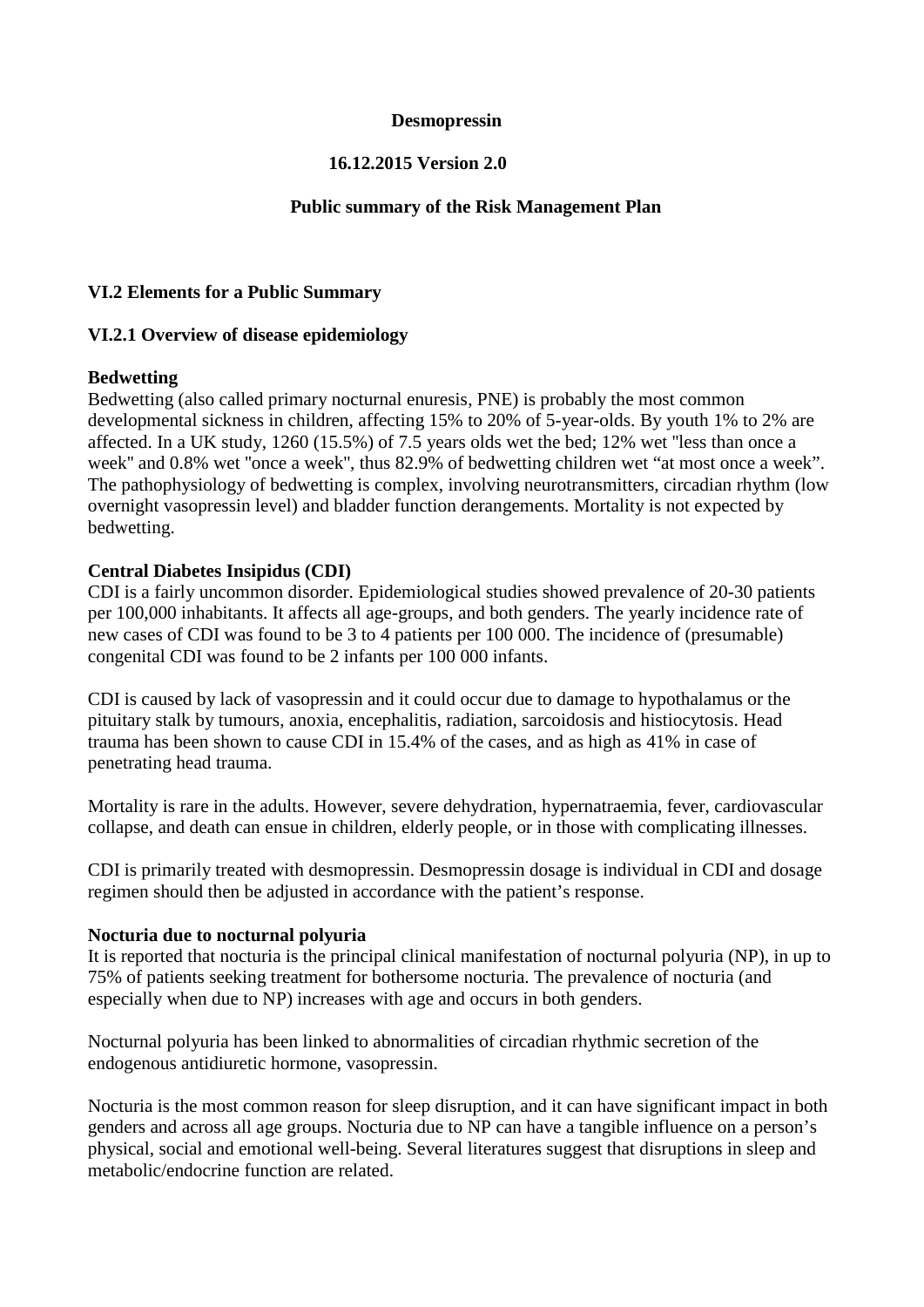**Desmopressin**

**16.12.2015 Version 2.0**

**Public summary of the Risk Management Plan**

## VI.2 Elements for a Public Summary

### VI.2.1 Overview of disease epidemiology

**Bedwetting**

Bedwetting (also called primary nocturnal enuresis, PNE) is probably the most common developmental sickness in children, affecting 15% to 20% of 5-year-olds. By youth 1% to 2% are affected. In a UK study, 1260 (15.5%) of 7.5 years olds wet the bed; 12% wet "less than once a week" and 0.8% wet "once a week", thus 82.9% of bedwetting children wet "at most once a week". The pathophysiology of bedwetting is complex, involving neurotransmitters, circadian rhythm (low overnight vasopressin level) and bladder function derangements. Mortality is not expected by bedwetting.

**Central Diabetes Insipidus (CDI)**

CDI is a fairly uncommon disorder. Epidemiological studies showed prevalence of 20-30 patients per 100,000 inhabitants. It affects all age-groups, and both genders. The yearly incidence rate of new cases of CDI was found to be 3 to 4 patients per 100 000. The incidence of (presumable) congenital CDI was found to be 2 infants per 100 000 infants.

CDI is caused by lack of vasopressin and it could occur due to damage to hypothalamus or the pituitary stalk by tumours, anoxia, encephalitis, radiation, sarcoidosis and histiocytosis. Head trauma has been shown to cause CDI in 15.4% of the cases, and as high as 41% in case of penetrating head trauma.

Mortality is rare in the adults. However, severe dehydration, hypernatraemia, fever, cardiovascular collapse, and death can ensue in children, elderly people, or in those with complicating illnesses.

CDI is primarily treated with desmopressin. Desmopressin dosage is individual in CDI and dosage regimen should then be adjusted in accordance with the patient's response.

**Nocturia due to nocturnal polyuria**

It is reported that nocturia is the principal clinical manifestation of nocturnal polyuria (NP), in up to 75% of patients seeking treatment for bothersome nocturia. The prevalence of nocturia (and especially when due to NP) increases with age and occurs in both genders.

Nocturnal polyuria has been linked to abnormalities of circadian rhythmic secretion of the endogenous antidiuretic hormone, vasopressin.

Nocturia is the most common reason for sleep disruption, and it can have significant impact in both genders and across all age groups. Nocturia due to NP can have a tangible influence on a person's physical, social and emotional well-being. Several literatures suggest that disruptions in sleep and metabolic/endocrine function are related.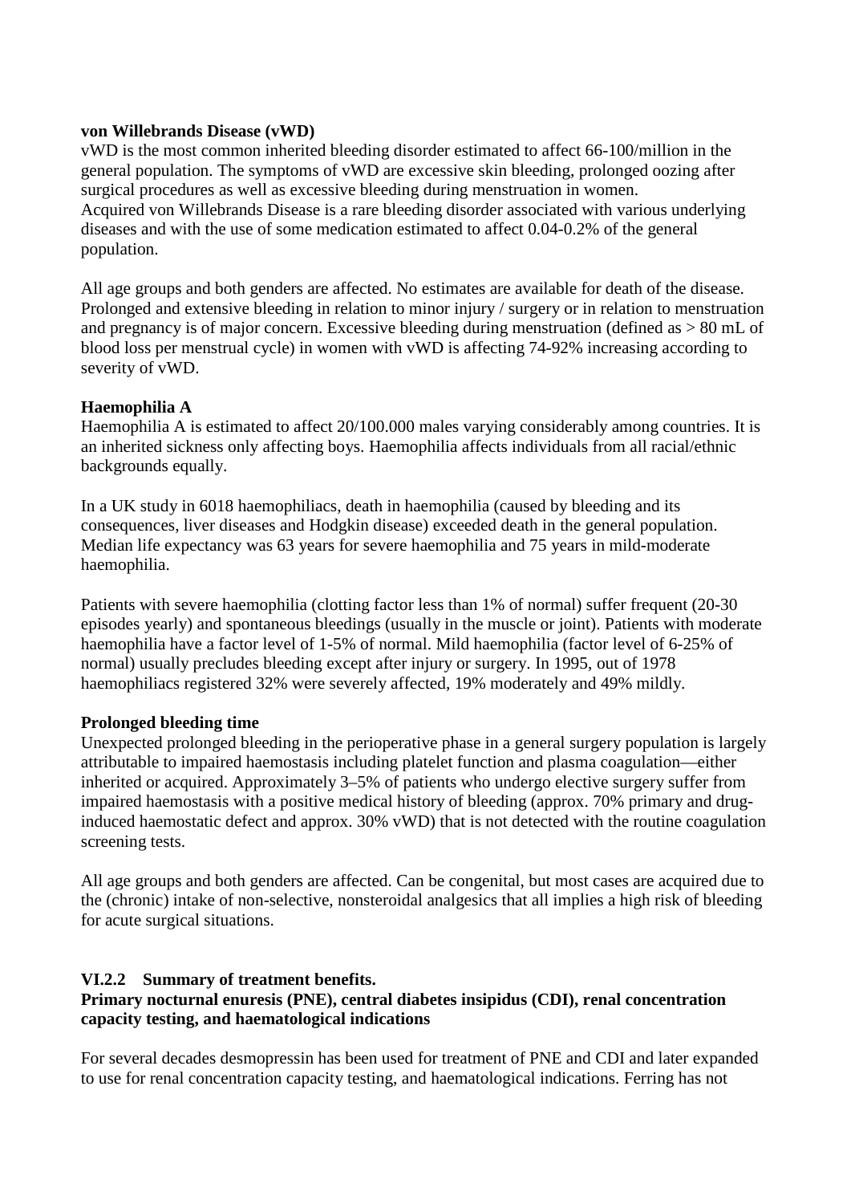**von Willebrands Disease (vWD)**

vWD is the most common inherited bleeding disorder estimated to affect 66-100/million in the general population. The symptoms of vWD are excessive skin bleeding, prolonged oozing after surgical procedures as well as excessive bleeding during menstruation in women.
Acquired von Willebrands Disease is a rare bleeding disorder associated with various underlying diseases and with the use of some medication estimated to affect 0.04-0.2% of the general population.

All age groups and both genders are affected. No estimates are available for death of the disease. Prolonged and extensive bleeding in relation to minor injury / surgery or in relation to menstruation and pregnancy is of major concern. Excessive bleeding during menstruation (defined as > 80 mL of blood loss per menstrual cycle) in women with vWD is affecting 74-92% increasing according to severity of vWD.

**Haemophilia A**

Haemophilia A is estimated to affect 20/100.000 males varying considerably among countries. It is an inherited sickness only affecting boys. Haemophilia affects individuals from all racial/ethnic backgrounds equally.

In a UK study in 6018 haemophiliacs, death in haemophilia (caused by bleeding and its consequences, liver diseases and Hodgkin disease) exceeded death in the general population. Median life expectancy was 63 years for severe haemophilia and 75 years in mild-moderate haemophilia.

Patients with severe haemophilia (clotting factor less than 1% of normal) suffer frequent (20-30 episodes yearly) and spontaneous bleedings (usually in the muscle or joint). Patients with moderate haemophilia have a factor level of 1-5% of normal. Mild haemophilia (factor level of 6-25% of normal) usually precludes bleeding except after injury or surgery. In 1995, out of 1978 haemophiliacs registered 32% were severely affected, 19% moderately and 49% mildly.

**Prolonged bleeding time**

Unexpected prolonged bleeding in the perioperative phase in a general surgery population is largely attributable to impaired haemostasis including platelet function and plasma coagulation—either inherited or acquired. Approximately 3–5% of patients who undergo elective surgery suffer from impaired haemostasis with a positive medical history of bleeding (approx. 70% primary and drug-induced haemostatic defect and approx. 30% vWD) that is not detected with the routine coagulation screening tests.

All age groups and both genders are affected. Can be congenital, but most cases are acquired due to the (chronic) intake of non-selective, nonsteroidal analgesics that all implies a high risk of bleeding for acute surgical situations.

### VI.2.2 Summary of treatment benefits.

**Primary nocturnal enuresis (PNE), central diabetes insipidus (CDI), renal concentration capacity testing, and haematological indications**

For several decades desmopressin has been used for treatment of PNE and CDI and later expanded to use for renal concentration capacity testing, and haematological indications. Ferring has not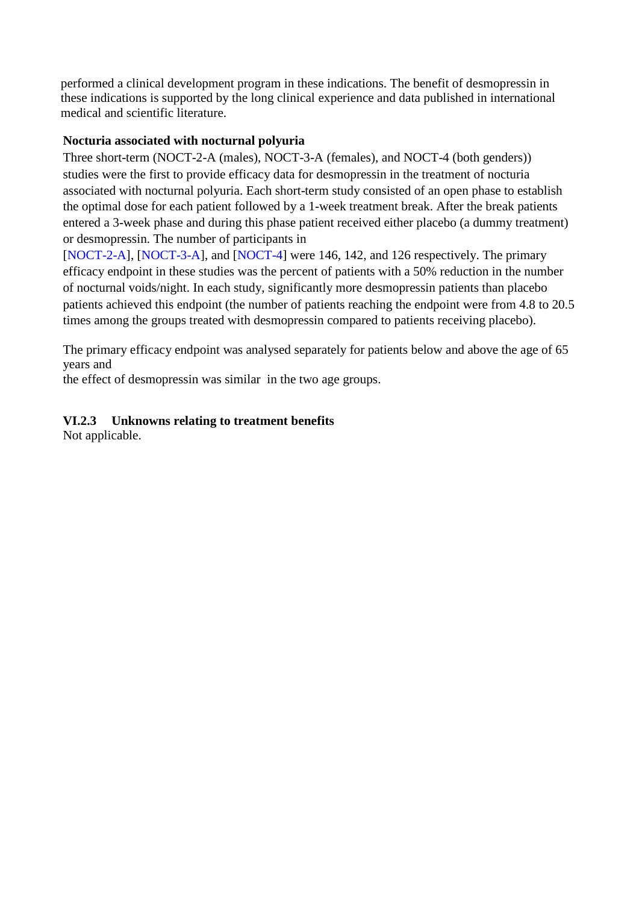performed a clinical development program in these indications. The benefit of desmopressin in these indications is supported by the long clinical experience and data published in international medical and scientific literature.

**Nocturia associated with nocturnal polyuria**

Three short-term (NOCT-2-A (males), NOCT-3-A (females), and NOCT-4 (both genders)) studies were the first to provide efficacy data for desmopressin in the treatment of nocturia associated with nocturnal polyuria. Each short-term study consisted of an open phase to establish the optimal dose for each patient followed by a 1-week treatment break. After the break patients entered a 3-week phase and during this phase patient received either placebo (a dummy treatment) or desmopressin. The number of participants in [NOCT-2-A], [NOCT-3-A], and [NOCT-4] were 146, 142, and 126 respectively. The primary efficacy endpoint in these studies was the percent of patients with a 50% reduction in the number of nocturnal voids/night. In each study, significantly more desmopressin patients than placebo patients achieved this endpoint (the number of patients reaching the endpoint were from 4.8 to 20.5 times among the groups treated with desmopressin compared to patients receiving placebo).

The primary efficacy endpoint was analysed separately for patients below and above the age of 65 years and the effect of desmopressin was similar in the two age groups.

### VI.2.3 Unknowns relating to treatment benefits

Not applicable.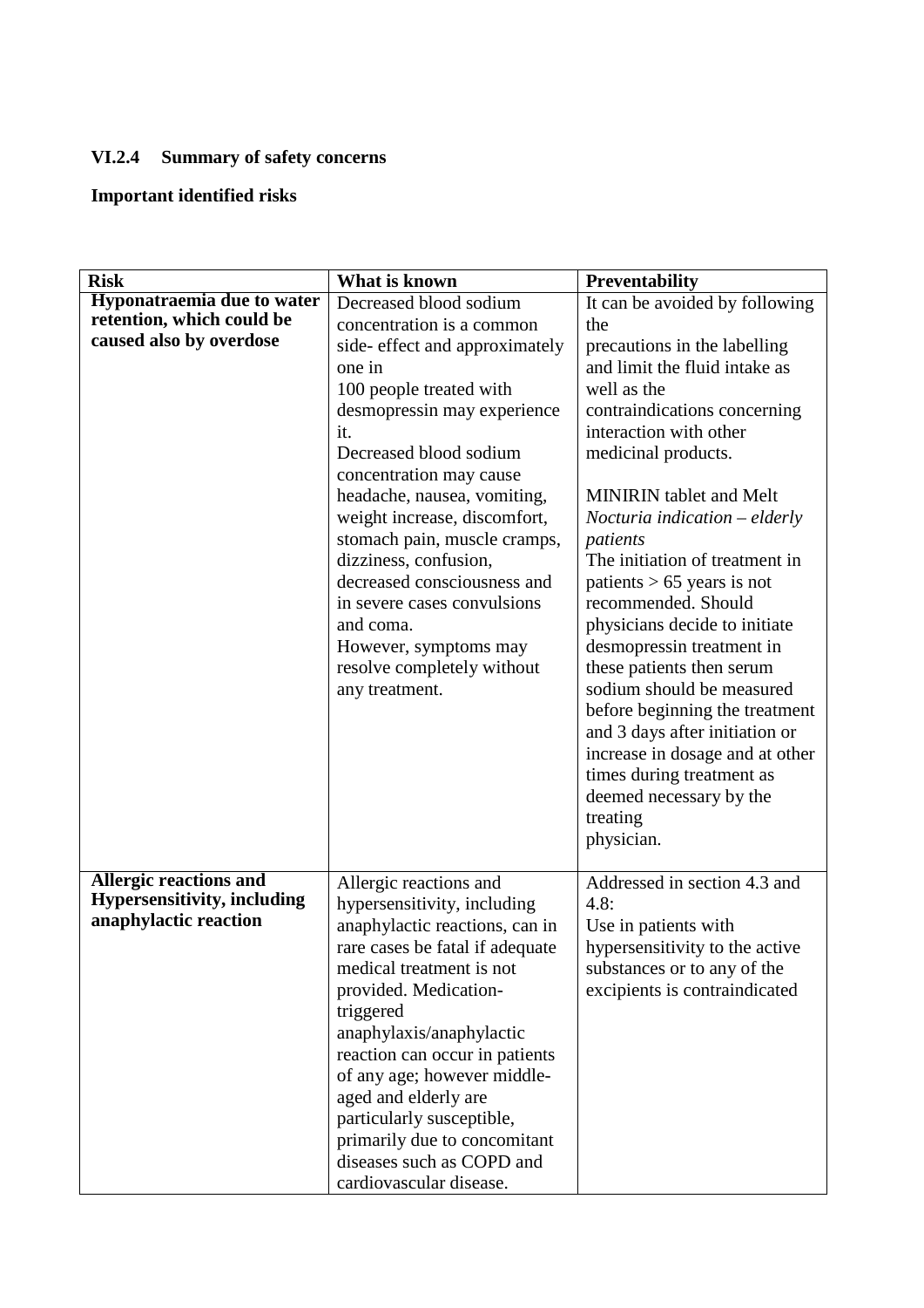### VI.2.4 Summary of safety concerns

**Important identified risks**

| Risk | What is known | Preventability |
|---|---|---|
| **Hyponatraemia due to water retention, which could be caused also by overdose** | Decreased blood sodium concentration is a common side- effect and approximately one in 100 people treated with desmopressin may experience it.<br>Decreased blood sodium concentration may cause headache, nausea, vomiting, weight increase, discomfort, stomach pain, muscle cramps, dizziness, confusion, decreased consciousness and in severe cases convulsions and coma.<br>However, symptoms may resolve completely without any treatment. | It can be avoided by following the precautions in the labelling and limit the fluid intake as well as the contraindications concerning interaction with other medicinal products.<br><br>MINIRIN tablet and Melt<br>*Nocturia indication – elderly patients*<br>The initiation of treatment in patients > 65 years is not recommended. Should physicians decide to initiate desmopressin treatment in these patients then serum sodium should be measured before beginning the treatment and 3 days after initiation or increase in dosage and at other times during treatment as deemed necessary by the treating physician. |
| **Allergic reactions and Hypersensitivity, including anaphylactic reaction** | Allergic reactions and hypersensitivity, including anaphylactic reactions, can in rare cases be fatal if adequate medical treatment is not provided. Medication-triggered anaphylaxis/anaphylactic reaction can occur in patients of any age; however middle-aged and elderly are particularly susceptible, primarily due to concomitant diseases such as COPD and cardiovascular disease. | Addressed in section 4.3 and 4.8:<br>Use in patients with hypersensitivity to the active substances or to any of the excipients is contraindicated |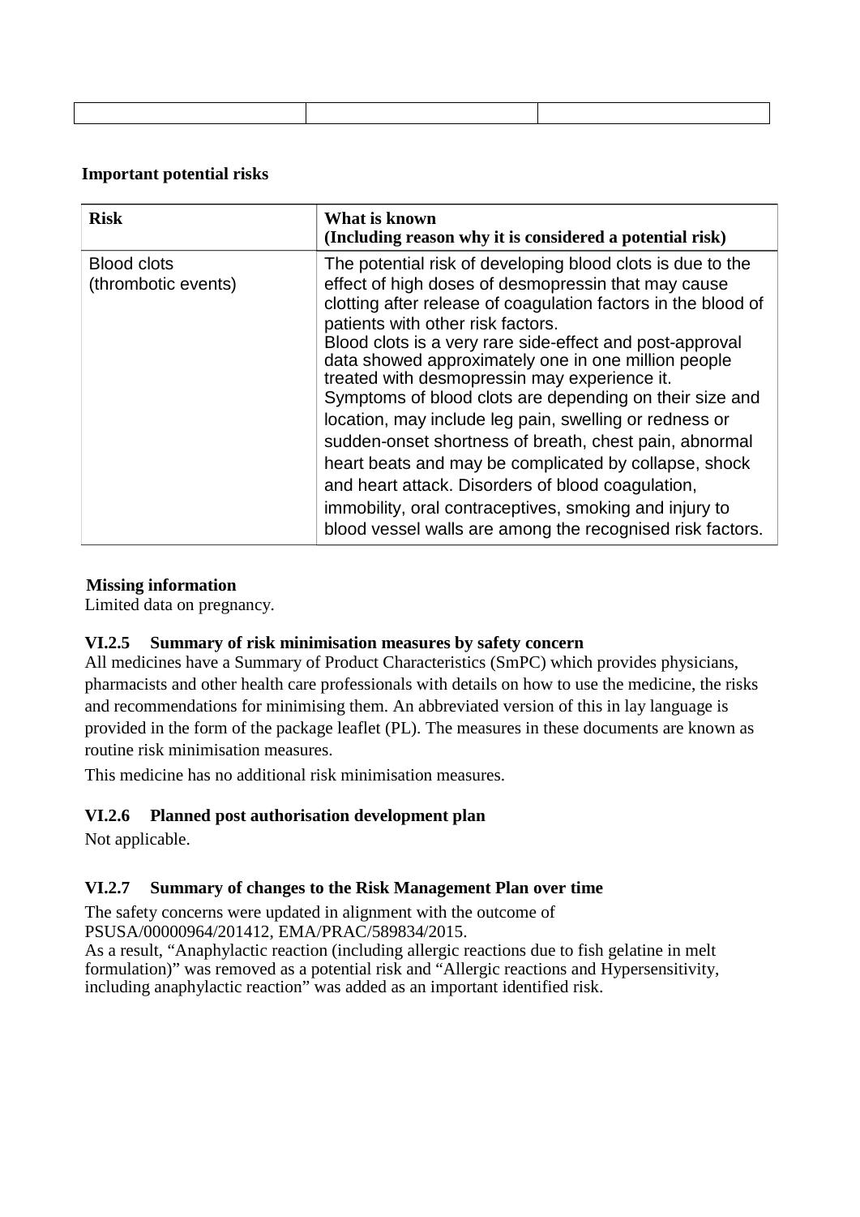| | | |
|---|---|---|

**Important potential risks**

| Risk | What is known (Including reason why it is considered a potential risk) |
|---|---|
| Blood clots (thrombotic events) | The potential risk of developing blood clots is due to the effect of high doses of desmopressin that may cause clotting after release of coagulation factors in the blood of patients with other risk factors. Blood clots is a very rare side-effect and post-approval data showed approximately one in one million people treated with desmopressin may experience it. Symptoms of blood clots are depending on their size and location, may include leg pain, swelling or redness or sudden-onset shortness of breath, chest pain, abnormal heart beats and may be complicated by collapse, shock and heart attack. Disorders of blood coagulation, immobility, oral contraceptives, smoking and injury to blood vessel walls are among the recognised risk factors. |

**Missing information**

Limited data on pregnancy.

### VI.2.5 Summary of risk minimisation measures by safety concern

All medicines have a Summary of Product Characteristics (SmPC) which provides physicians, pharmacists and other health care professionals with details on how to use the medicine, the risks and recommendations for minimising them. An abbreviated version of this in lay language is provided in the form of the package leaflet (PL). The measures in these documents are known as routine risk minimisation measures.

This medicine has no additional risk minimisation measures.

### VI.2.6 Planned post authorisation development plan

Not applicable.

### VI.2.7 Summary of changes to the Risk Management Plan over time

The safety concerns were updated in alignment with the outcome of PSUSA/00000964/201412, EMA/PRAC/589834/2015.
As a result, "Anaphylactic reaction (including allergic reactions due to fish gelatine in melt formulation)" was removed as a potential risk and "Allergic reactions and Hypersensitivity, including anaphylactic reaction" was added as an important identified risk.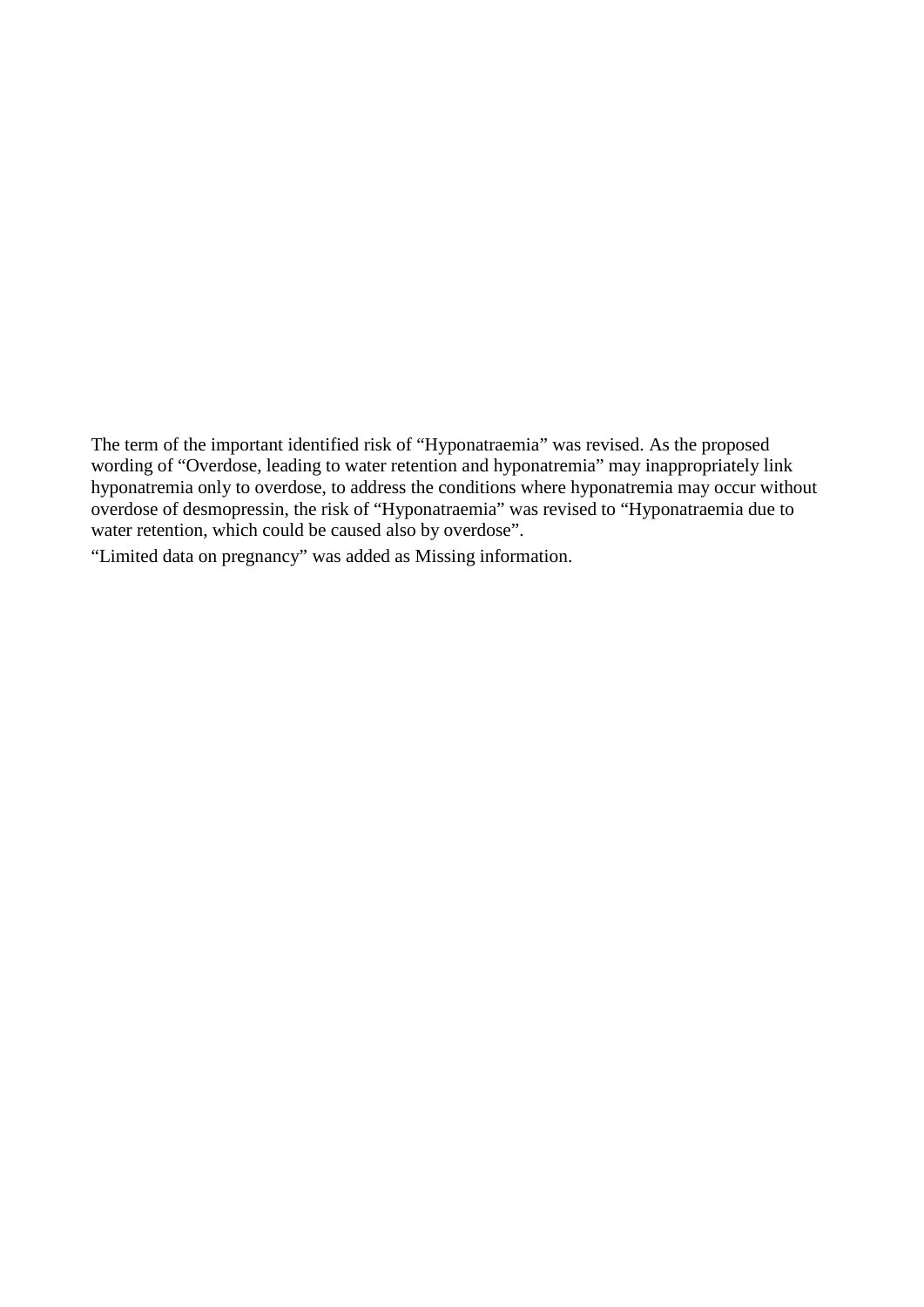The term of the important identified risk of “Hyponatraemia” was revised. As the proposed wording of “Overdose, leading to water retention and hyponatremia” may inappropriately link hyponatremia only to overdose, to address the conditions where hyponatremia may occur without overdose of desmopressin, the risk of “Hyponatraemia” was revised to “Hyponatraemia due to water retention, which could be caused also by overdose”.

“Limited data on pregnancy” was added as Missing information.